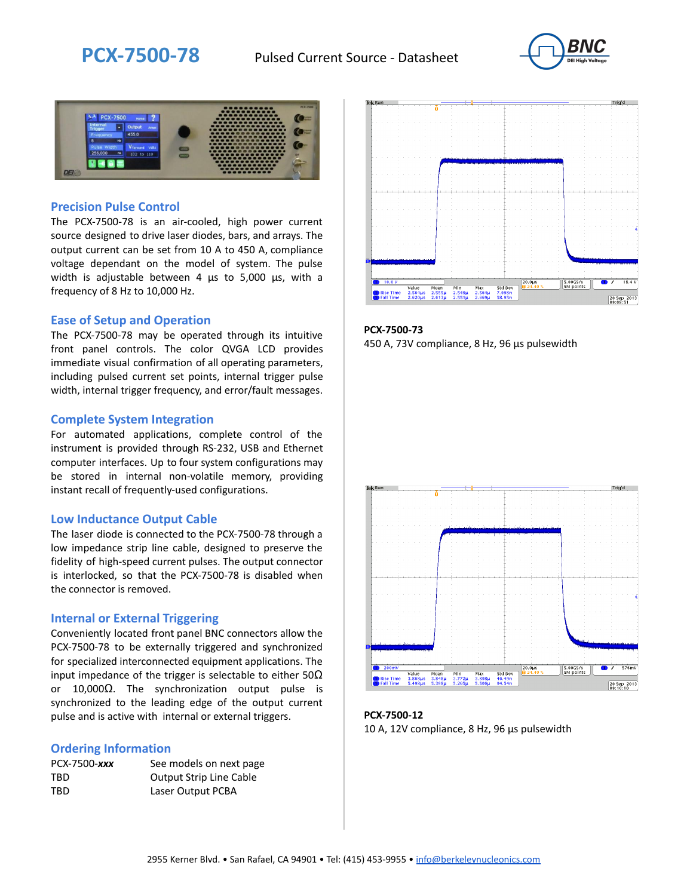# PCX-7500-78

Pulsed Current Source - Datasheet

## Precision Pulse Control

The PCX-7500-78 is an air-cooled, high power current source designed to drive laser diodes, bars, and arrays. The output current can be set from 10 A to 450 A, compliance voltage dependant on the model of system. The pulse width is adjustable between 4 µs to 5,000 µs, with a frequency of 8 Hz to 10,000 Hz.

## Ease of Setup and Operation

The PCX-7500-78 may be operated through its intuitive front panel controls. The color QVGA LCD provides immediate visual confirmation of all operating parameters, including pulsed current set points, internal trigger pulse width, internal trigger frequency, and error/fault messages.

## Complete System Integration

For automated applications, complete control of the instrument is provided through RS-232, USB and Ethernet computer interfaces. Up to four system configurations may be stored in internal non-volatile memory, providing instant recall of frequently-used configurations.

## Low Inductance Output Cable

The laser diode is connected to the PCX-7500-78 through a low impedance strip line cable, designed to preserve the fidelity of high-speed current pulses. The output connector is interlocked, so that the PCX-7500-78 is disabled when the connector is removed.

## Internal or External Triggering

Conveniently located front panel BNC connectors allow the PCX-7500-78 to be externally triggered and synchronized for specialized interconnected equipment applications. The input impedance of the trigger is selectable to either 50Ω or 10,000Ω. The synchronization output pulse is synchronized to the leading edge of the output current pulse and is active with internal or external triggers.

## Ordering Information

| | |
|---|---|
| PCX-7500-***xxx*** | See models on next page |
| TBD | Output Strip Line Cable |
| TBD | Laser Output PCBA |

**PCX-7500-73**
450 A, 73V compliance, 8 Hz, 96 µs pulsewidth

**PCX-7500-12**
10 A, 12V compliance, 8 Hz, 96 µs pulsewidth

2955 Kerner Blvd. • San Rafael, CA 94901 • Tel: (415) 453-9955 • info@berkeleynucleonics.com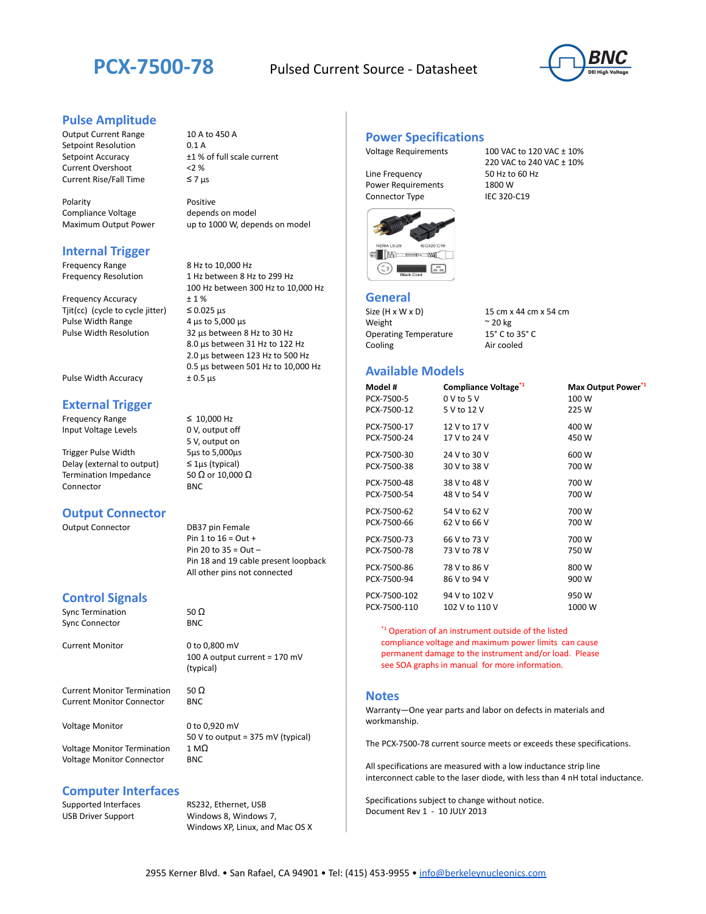# PCX-7500-78

Pulsed Current Source - Datasheet

## Pulse Amplitude

| | |
|---|---|
| Output Current Range | 10 A to 450 A |
| Setpoint Resolution | 0.1 A |
| Setpoint Accuracy | ±1 % of full scale current |
| Current Overshoot | <2 % |
| Current Rise/Fall Time | ≤ 7 µs |
| Polarity | Positive |
| Compliance Voltage | depends on model |
| Maximum Output Power | up to 1000 W, depends on model |

## Internal Trigger

| | |
|---|---|
| Frequency Range | 8 Hz to 10,000 Hz |
| Frequency Resolution | 1 Hz between 8 Hz to 299 Hz<br>100 Hz between 300 Hz to 10,000 Hz |
| Frequency Accuracy | ± 1 % |
| Tjit(cc) (cycle to cycle jitter) | ≤ 0.025 µs |
| Pulse Width Range | 4 µs to 5,000 µs |
| Pulse Width Resolution | 32 µs between 8 Hz to 30 Hz<br>8.0 µs between 31 Hz to 122 Hz<br>2.0 µs between 123 Hz to 500 Hz<br>0.5 µs between 501 Hz to 10,000 Hz |
| Pulse Width Accuracy | ± 0.5 µs |

## External Trigger

| | |
|---|---|
| Frequency Range | ≤ 10,000 Hz |
| Input Voltage Levels | 0 V, output off<br>5 V, output on |
| Trigger Pulse Width | 5µs to 5,000µs |
| Delay (external to output) | ≤ 1µs (typical) |
| Termination Impedance | 50 Ω or 10,000 Ω |
| Connector | BNC |

## Output Connector

| | |
|---|---|
| Output Connector | DB37 pin Female<br>Pin 1 to 16 = Out +<br>Pin 20 to 35 = Out –<br>Pin 18 and 19 cable present loopback<br>All other pins not connected |

## Control Signals

| | |
|---|---|
| Sync Termination | 50 Ω |
| Sync Connector | BNC |
| Current Monitor | 0 to 0,800 mV<br>100 A output current = 170 mV (typical) |
| Current Monitor Termination | 50 Ω |
| Current Monitor Connector | BNC |
| Voltage Monitor | 0 to 0,920 mV<br>50 V to output = 375 mV (typical) |
| Voltage Monitor Termination | 1 MΩ |
| Voltage Monitor Connector | BNC |

## Computer Interfaces

| | |
|---|---|
| Supported Interfaces | RS232, Ethernet, USB |
| USB Driver Support | Windows 8, Windows 7,<br>Windows XP, Linux, and Mac OS X |

## Power Specifications

| | |
|---|---|
| Voltage Requirements | 100 VAC to 120 VAC ± 10%<br>220 VAC to 240 VAC ± 10% |
| Line Frequency | 50 Hz to 60 Hz |
| Power Requirements | 1800 W |
| Connector Type | IEC 320-C19 |

NEMA L5-20 IEC320 C19
Black Cord

## General

| | |
|---|---|
| Size (H x W x D) | 15 cm x 44 cm x 54 cm |
| Weight | ~ 20 kg |
| Operating Temperature | 15° C to 35° C |
| Cooling | Air cooled |

## Available Models

| Model # | Compliance Voltage[*1] | Max Output Power[*1] |
|---|---|---|
| PCX-7500-5 | 0 V to 5 V | 100 W |
| PCX-7500-12 | 5 V to 12 V | 225 W |
| PCX-7500-17 | 12 V to 17 V | 400 W |
| PCX-7500-24 | 17 V to 24 V | 450 W |
| PCX-7500-30 | 24 V to 30 V | 600 W |
| PCX-7500-38 | 30 V to 38 V | 700 W |
| PCX-7500-48 | 38 V to 48 V | 700 W |
| PCX-7500-54 | 48 V to 54 V | 700 W |
| PCX-7500-62 | 54 V to 62 V | 700 W |
| PCX-7500-66 | 62 V to 66 V | 700 W |
| PCX-7500-73 | 66 V to 73 V | 700 W |
| PCX-7500-78 | 73 V to 78 V | 750 W |
| PCX-7500-86 | 78 V to 86 V | 800 W |
| PCX-7500-94 | 86 V to 94 V | 900 W |
| PCX-7500-102 | 94 V to 102 V | 950 W |
| PCX-7500-110 | 102 V to 110 V | 1000 W |

[*1] Operation of an instrument outside of the listed compliance voltage and maximum power limits can cause permanent damage to the instrument and/or load. Please see SOA graphs in manual for more information.

## Notes

Warranty—One year parts and labor on defects in materials and workmanship.

The PCX-7500-78 current source meets or exceeds these specifications.

All specifications are measured with a low inductance strip line interconnect cable to the laser diode, with less than 4 nH total inductance.

Specifications subject to change without notice.
Document Rev 1 - 10 JULY 2013

2955 Kerner Blvd. • San Rafael, CA 94901 • Tel: (415) 453-9955 • info@berkeleynucleonics.com